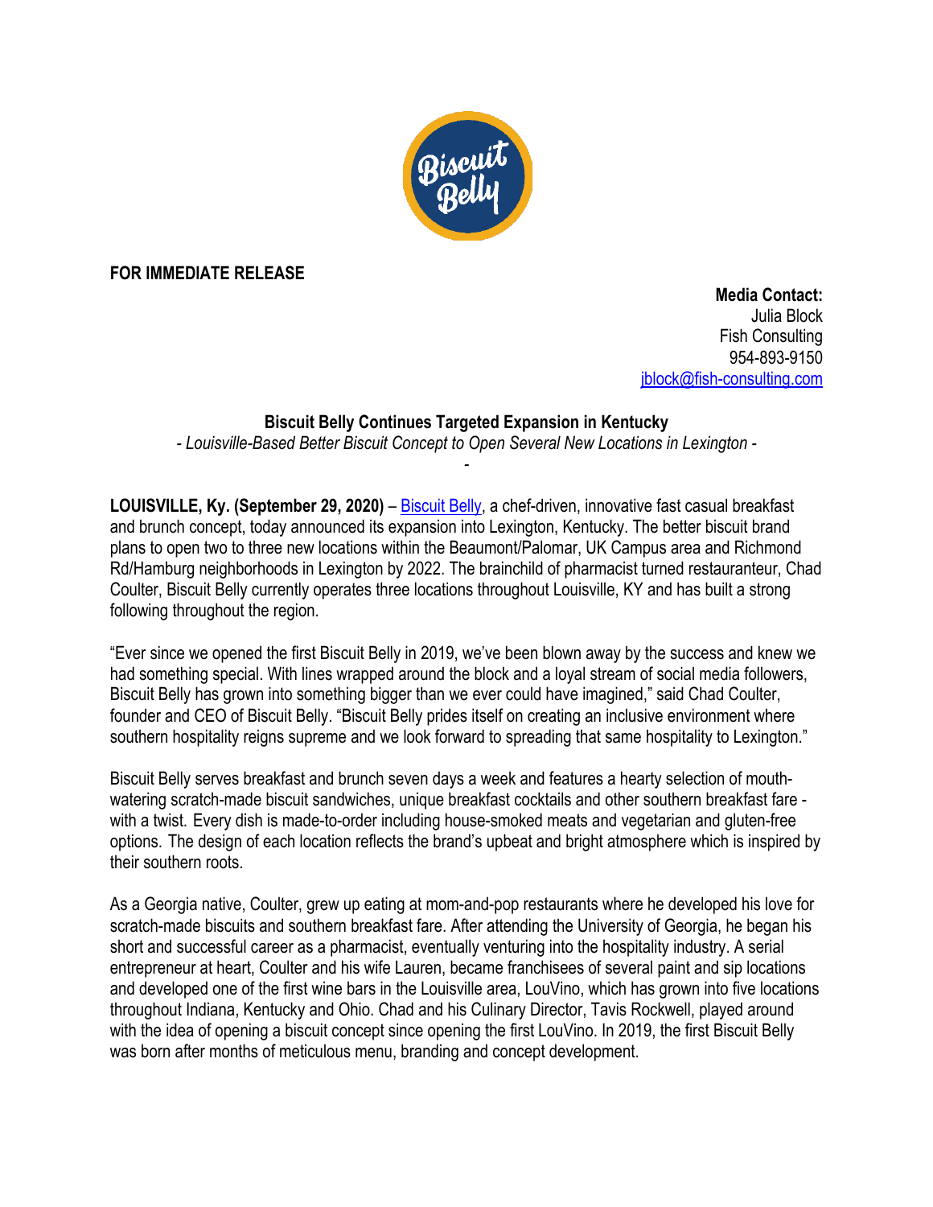**FOR IMMEDIATE RELEASE**

**Media Contact:**
Julia Block
Fish Consulting
954-893-9150
jblock@fish-consulting.com

**Biscuit Belly Continues Targeted Expansion in Kentucky**

*- Louisville-Based Better Biscuit Concept to Open Several New Locations in Lexington -*

**LOUISVILLE, Ky. (September 29, 2020)** – Biscuit Belly, a chef-driven, innovative fast casual breakfast and brunch concept, today announced its expansion into Lexington, Kentucky. The better biscuit brand plans to open two to three new locations within the Beaumont/Palomar, UK Campus area and Richmond Rd/Hamburg neighborhoods in Lexington by 2022. The brainchild of pharmacist turned restauranteur, Chad Coulter, Biscuit Belly currently operates three locations throughout Louisville, KY and has built a strong following throughout the region.

"Ever since we opened the first Biscuit Belly in 2019, we've been blown away by the success and knew we had something special. With lines wrapped around the block and a loyal stream of social media followers, Biscuit Belly has grown into something bigger than we ever could have imagined," said Chad Coulter, founder and CEO of Biscuit Belly. "Biscuit Belly prides itself on creating an inclusive environment where southern hospitality reigns supreme and we look forward to spreading that same hospitality to Lexington."

Biscuit Belly serves breakfast and brunch seven days a week and features a hearty selection of mouth-watering scratch-made biscuit sandwiches, unique breakfast cocktails and other southern breakfast fare - with a twist. Every dish is made-to-order including house-smoked meats and vegetarian and gluten-free options. The design of each location reflects the brand's upbeat and bright atmosphere which is inspired by their southern roots.

As a Georgia native, Coulter, grew up eating at mom-and-pop restaurants where he developed his love for scratch-made biscuits and southern breakfast fare. After attending the University of Georgia, he began his short and successful career as a pharmacist, eventually venturing into the hospitality industry. A serial entrepreneur at heart, Coulter and his wife Lauren, became franchisees of several paint and sip locations and developed one of the first wine bars in the Louisville area, LouVino, which has grown into five locations throughout Indiana, Kentucky and Ohio. Chad and his Culinary Director, Tavis Rockwell, played around with the idea of opening a biscuit concept since opening the first LouVino. In 2019, the first Biscuit Belly was born after months of meticulous menu, branding and concept development.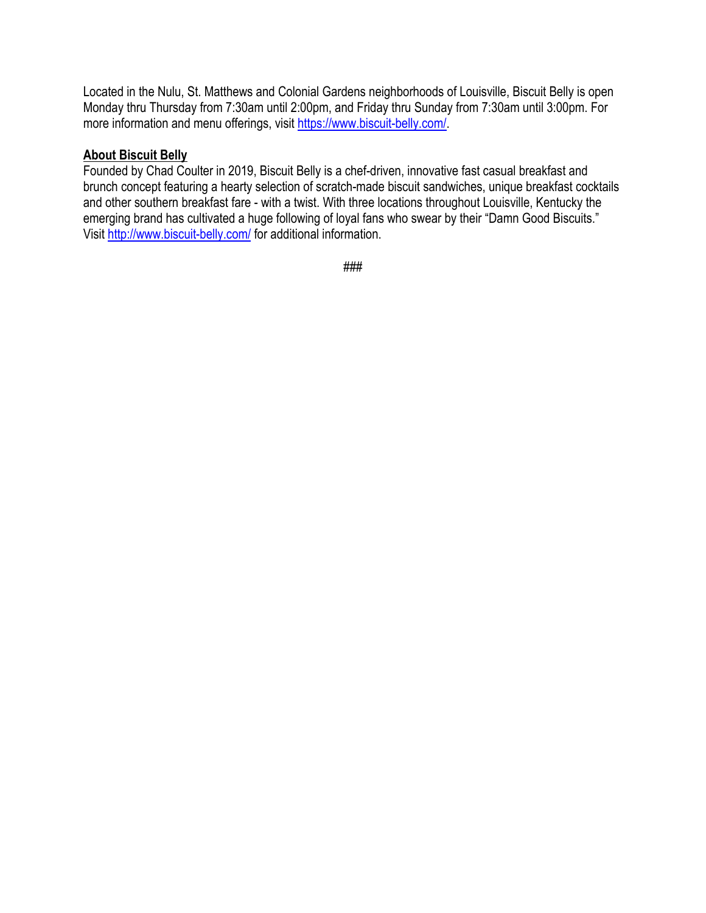Located in the Nulu, St. Matthews and Colonial Gardens neighborhoods of Louisville, Biscuit Belly is open Monday thru Thursday from 7:30am until 2:00pm, and Friday thru Sunday from 7:30am until 3:00pm. For more information and menu offerings, visit [https://www.biscuit-belly.com/](https://www.biscuit-belly.com/).

**About Biscuit Belly**

Founded by Chad Coulter in 2019, Biscuit Belly is a chef-driven, innovative fast casual breakfast and brunch concept featuring a hearty selection of scratch-made biscuit sandwiches, unique breakfast cocktails and other southern breakfast fare - with a twist. With three locations throughout Louisville, Kentucky the emerging brand has cultivated a huge following of loyal fans who swear by their "Damn Good Biscuits." Visit [http://www.biscuit-belly.com/](http://www.biscuit-belly.com/) for additional information.

###